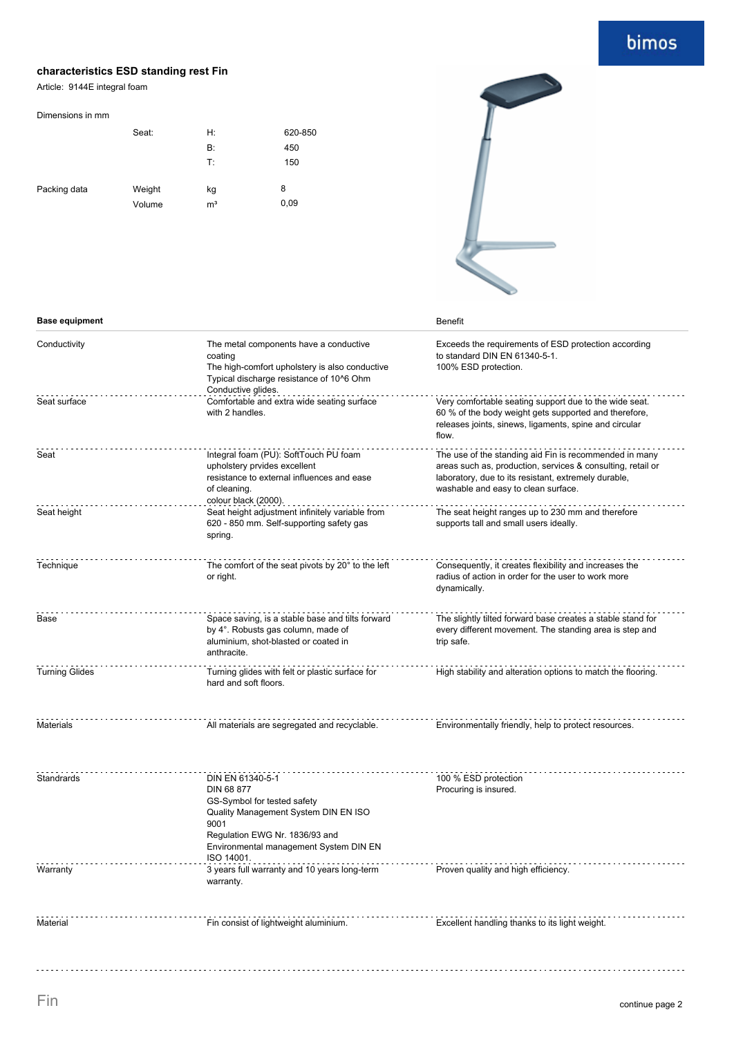## characteristics ESD standing rest Fin

Article: 9144E integral foam

Dimensions in mm

| | | | |
|---|---|---|---|
| | Seat: | H: | 620-850 |
| | | B: | 450 |
| | | T: | 150 |
| Packing data | Weight | kg | 8 |
| | Volume | m³ | 0,09 |

| Base equipment | | Benefit |
|---|---|---|
| Conductivity | The metal components have a conductive coating<br>The high-comfort upholstery is also conductive<br>Typical discharge resistance of 10^6 Ohm<br>Conductive glides. | Exceeds the requirements of ESD protection according to standard DIN EN 61340-5-1.<br>100% ESD protection. |
| Seat surface | Comfortable and extra wide seating surface with 2 handles. | Very comfortable seating support due to the wide seat. 60 % of the body weight gets supported and therefore, releases joints, sinews, ligaments, spine and circular flow. |
| Seat | Integral foam (PU): SoftTouch PU foam upholstery prvides excellent resistance to external influences and ease of cleaning.<br>colour black (2000). | The use of the standing aid Fin is recommended in many areas such as, production, services & consulting, retail or laboratory, due to its resistant, extremely durable, washable and easy to clean surface. |
| Seat height | Seat height adjustment infinitely variable from 620 - 850 mm. Self-supporting safety gas spring. | The seat height ranges up to 230 mm and therefore supports tall and small users ideally. |
| Technique | The comfort of the seat pivots by 20° to the left or right. | Consequently, it creates flexibility and increases the radius of action in order for the user to work more dynamically. |
| Base | Space saving, is a stable base and tilts forward by 4°. Robusts gas column, made of aluminium, shot-blasted or coated in anthracite. | The slightly tilted forward base creates a stable stand for every different movement. The standing area is step and trip safe. |
| Turning Glides | Turning glides with felt or plastic surface for hard and soft floors. | High stability and alteration options to match the flooring. |
| Materials | All materials are segregated and recyclable. | Environmentally friendly, help to protect resources. |
| Standrards | DIN EN 61340-5-1<br>DIN 68 877<br>GS-Symbol for tested safety<br>Quality Management System DIN EN ISO 9001<br>Regulation EWG Nr. 1836/93 and Environmental management System DIN EN ISO 14001. | 100 % ESD protection<br>Procuring is insured. |
| Warranty | 3 years full warranty and 10 years long-term warranty. | Proven quality and high efficiency. |
| Material | Fin consist of lightweight aluminium. | Excellent handling thanks to its light weight. |

continue page 2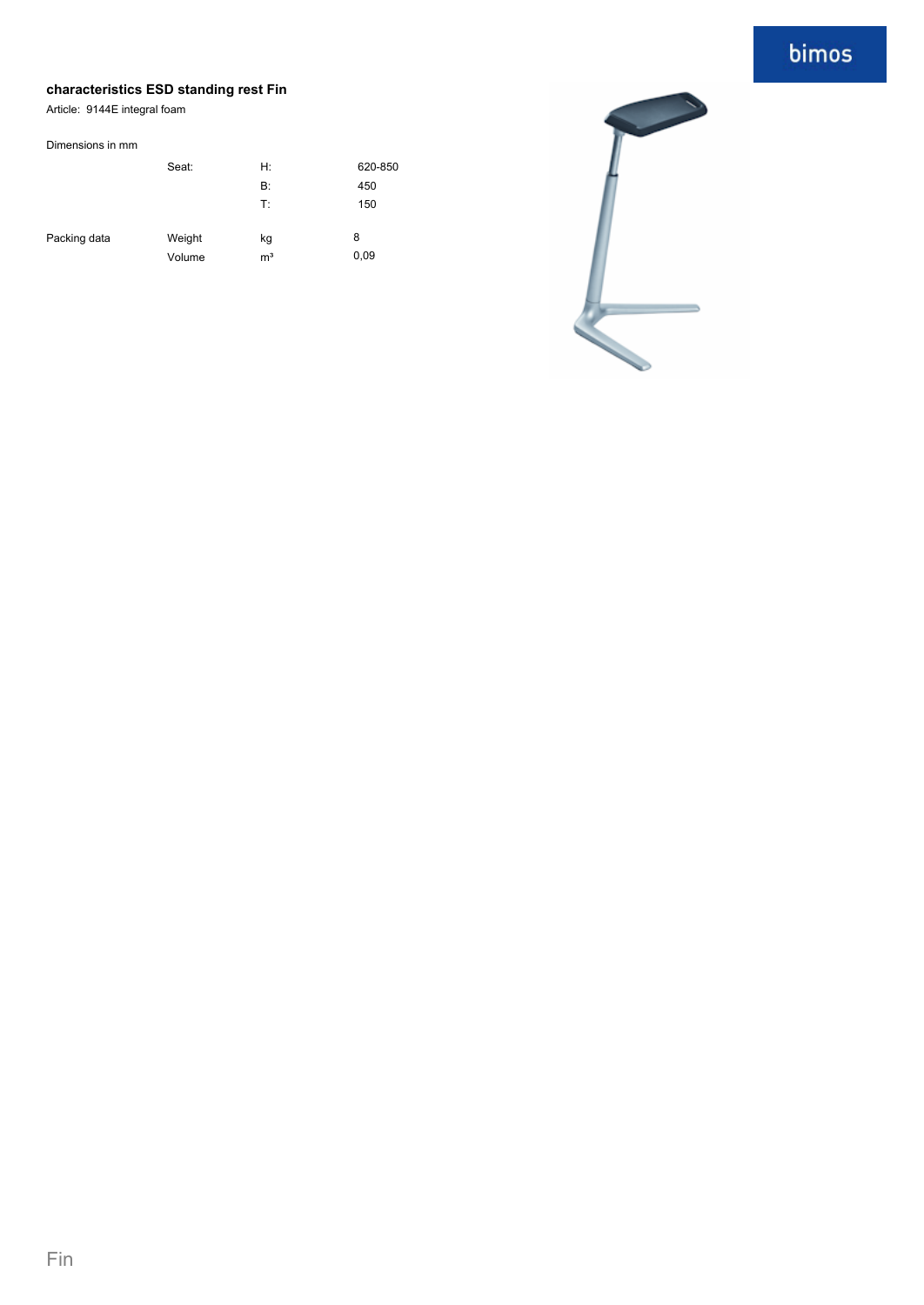**characteristics ESD standing rest Fin**

Article: 9144E integral foam

Dimensions in mm

| | | | |
|---|---|---|---|
| | Seat: | H: | 620-850 |
| | | B: | 450 |
| | | T: | 150 |
| Packing data | Weight | kg | 8 |
| | Volume | m³ | 0,09 |